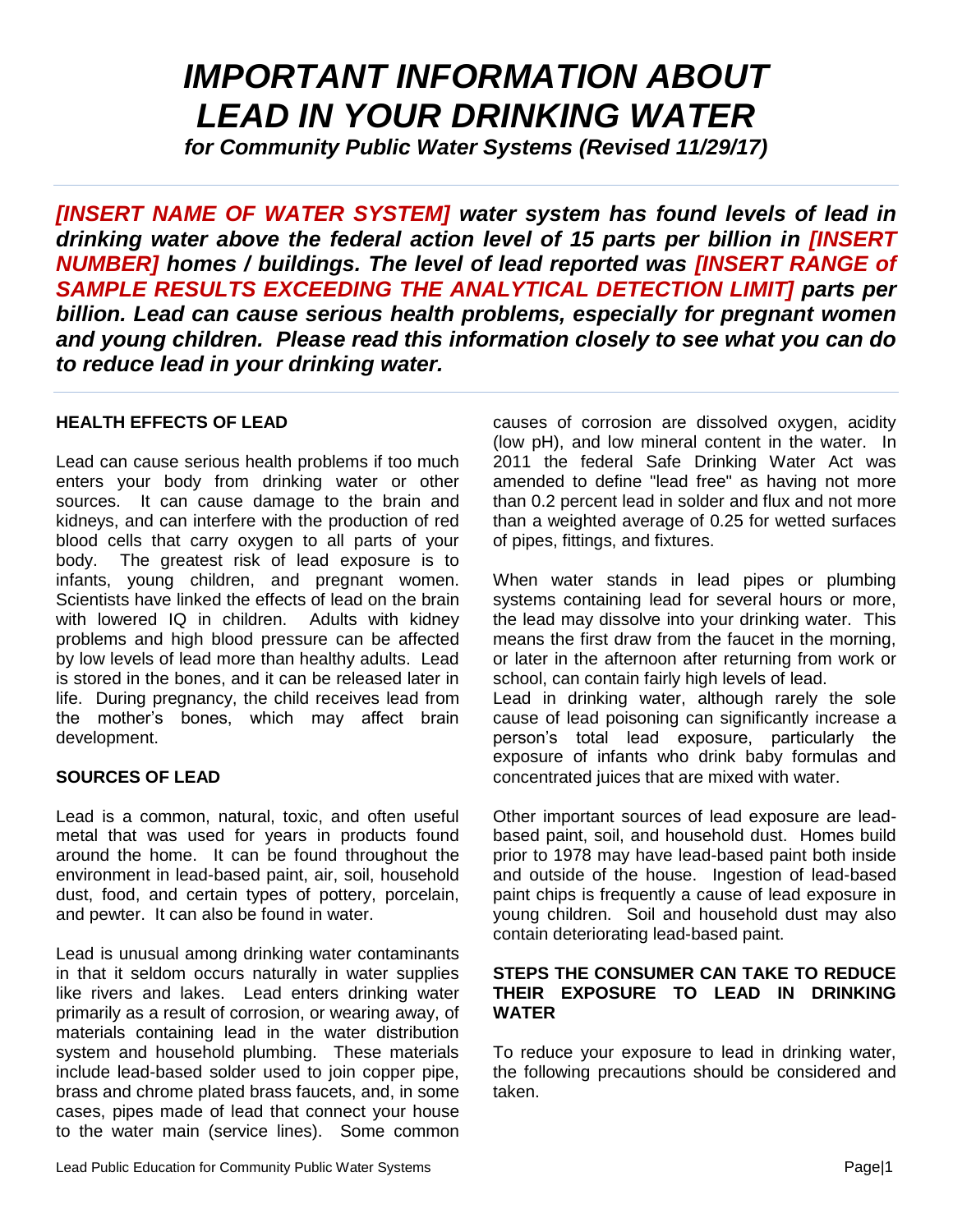# *IMPORTANT INFORMATION ABOUT LEAD IN YOUR DRINKING WATER*

***for Community Public Water Systems (Revised 11/29/17)***

***[INSERT NAME OF WATER SYSTEM] water system has found levels of lead in drinking water above the federal action level of 15 parts per billion in [INSERT NUMBER] homes / buildings. The level of lead reported was [INSERT RANGE of SAMPLE RESULTS EXCEEDING THE ANALYTICAL DETECTION LIMIT] parts per billion. Lead can cause serious health problems, especially for pregnant women and young children. Please read this information closely to see what you can do to reduce lead in your drinking water.***

## HEALTH EFFECTS OF LEAD

Lead can cause serious health problems if too much enters your body from drinking water or other sources. It can cause damage to the brain and kidneys, and can interfere with the production of red blood cells that carry oxygen to all parts of your body. The greatest risk of lead exposure is to infants, young children, and pregnant women. Scientists have linked the effects of lead on the brain with lowered IQ in children. Adults with kidney problems and high blood pressure can be affected by low levels of lead more than healthy adults. Lead is stored in the bones, and it can be released later in life. During pregnancy, the child receives lead from the mother's bones, which may affect brain development.

## SOURCES OF LEAD

Lead is a common, natural, toxic, and often useful metal that was used for years in products found around the home. It can be found throughout the environment in lead-based paint, air, soil, household dust, food, and certain types of pottery, porcelain, and pewter. It can also be found in water.

Lead is unusual among drinking water contaminants in that it seldom occurs naturally in water supplies like rivers and lakes. Lead enters drinking water primarily as a result of corrosion, or wearing away, of materials containing lead in the water distribution system and household plumbing. These materials include lead-based solder used to join copper pipe, brass and chrome plated brass faucets, and, in some cases, pipes made of lead that connect your house to the water main (service lines). Some common causes of corrosion are dissolved oxygen, acidity (low pH), and low mineral content in the water. In 2011 the federal Safe Drinking Water Act was amended to define "lead free" as having not more than 0.2 percent lead in solder and flux and not more than a weighted average of 0.25 for wetted surfaces of pipes, fittings, and fixtures.

When water stands in lead pipes or plumbing systems containing lead for several hours or more, the lead may dissolve into your drinking water. This means the first draw from the faucet in the morning, or later in the afternoon after returning from work or school, can contain fairly high levels of lead.

Lead in drinking water, although rarely the sole cause of lead poisoning can significantly increase a person's total lead exposure, particularly the exposure of infants who drink baby formulas and concentrated juices that are mixed with water.

Other important sources of lead exposure are lead-based paint, soil, and household dust. Homes build prior to 1978 may have lead-based paint both inside and outside of the house. Ingestion of lead-based paint chips is frequently a cause of lead exposure in young children. Soil and household dust may also contain deteriorating lead-based paint.

## STEPS THE CONSUMER CAN TAKE TO REDUCE THEIR EXPOSURE TO LEAD IN DRINKING WATER

To reduce your exposure to lead in drinking water, the following precautions should be considered and taken.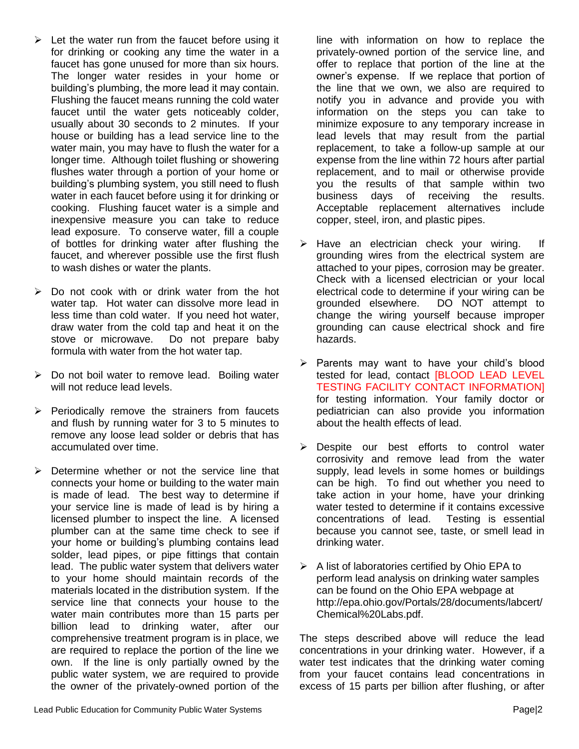- Let the water run from the faucet before using it for drinking or cooking any time the water in a faucet has gone unused for more than six hours. The longer water resides in your home or building's plumbing, the more lead it may contain. Flushing the faucet means running the cold water faucet until the water gets noticeably colder, usually about 30 seconds to 2 minutes. If your house or building has a lead service line to the water main, you may have to flush the water for a longer time. Although toilet flushing or showering flushes water through a portion of your home or building's plumbing system, you still need to flush water in each faucet before using it for drinking or cooking. Flushing faucet water is a simple and inexpensive measure you can take to reduce lead exposure. To conserve water, fill a couple of bottles for drinking water after flushing the faucet, and wherever possible use the first flush to wash dishes or water the plants.

- Do not cook with or drink water from the hot water tap. Hot water can dissolve more lead in less time than cold water. If you need hot water, draw water from the cold tap and heat it on the stove or microwave. Do not prepare baby formula with water from the hot water tap.

- Do not boil water to remove lead. Boiling water will not reduce lead levels.

- Periodically remove the strainers from faucets and flush by running water for 3 to 5 minutes to remove any loose lead solder or debris that has accumulated over time.

- Determine whether or not the service line that connects your home or building to the water main is made of lead. The best way to determine if your service line is made of lead is by hiring a licensed plumber to inspect the line. A licensed plumber can at the same time check to see if your home or building's plumbing contains lead solder, lead pipes, or pipe fittings that contain lead. The public water system that delivers water to your home should maintain records of the materials located in the distribution system. If the service line that connects your house to the water main contributes more than 15 parts per billion lead to drinking water, after our comprehensive treatment program is in place, we are required to replace the portion of the line we own. If the line is only partially owned by the public water system, we are required to provide the owner of the privately-owned portion of the line with information on how to replace the privately-owned portion of the service line, and offer to replace that portion of the line at the owner's expense. If we replace that portion of the line that we own, we also are required to notify you in advance and provide you with information on the steps you can take to minimize exposure to any temporary increase in lead levels that may result from the partial replacement, to take a follow-up sample at our expense from the line within 72 hours after partial replacement, and to mail or otherwise provide you the results of that sample within two business days of receiving the results. Acceptable replacement alternatives include copper, steel, iron, and plastic pipes.

- Have an electrician check your wiring. If grounding wires from the electrical system are attached to your pipes, corrosion may be greater. Check with a licensed electrician or your local electrical code to determine if your wiring can be grounded elsewhere. DO NOT attempt to change the wiring yourself because improper grounding can cause electrical shock and fire hazards.

- Parents may want to have your child's blood tested for lead, contact [BLOOD LEAD LEVEL TESTING FACILITY CONTACT INFORMATION] for testing information. Your family doctor or pediatrician can also provide you information about the health effects of lead.

- Despite our best efforts to control water corrosivity and remove lead from the water supply, lead levels in some homes or buildings can be high. To find out whether you need to take action in your home, have your drinking water tested to determine if it contains excessive concentrations of lead. Testing is essential because you cannot see, taste, or smell lead in drinking water.

- A list of laboratories certified by Ohio EPA to perform lead analysis on drinking water samples can be found on the Ohio EPA webpage at http://epa.ohio.gov/Portals/28/documents/labcert/Chemical%20Labs.pdf.

The steps described above will reduce the lead concentrations in your drinking water. However, if a water test indicates that the drinking water coming from your faucet contains lead concentrations in excess of 15 parts per billion after flushing, or after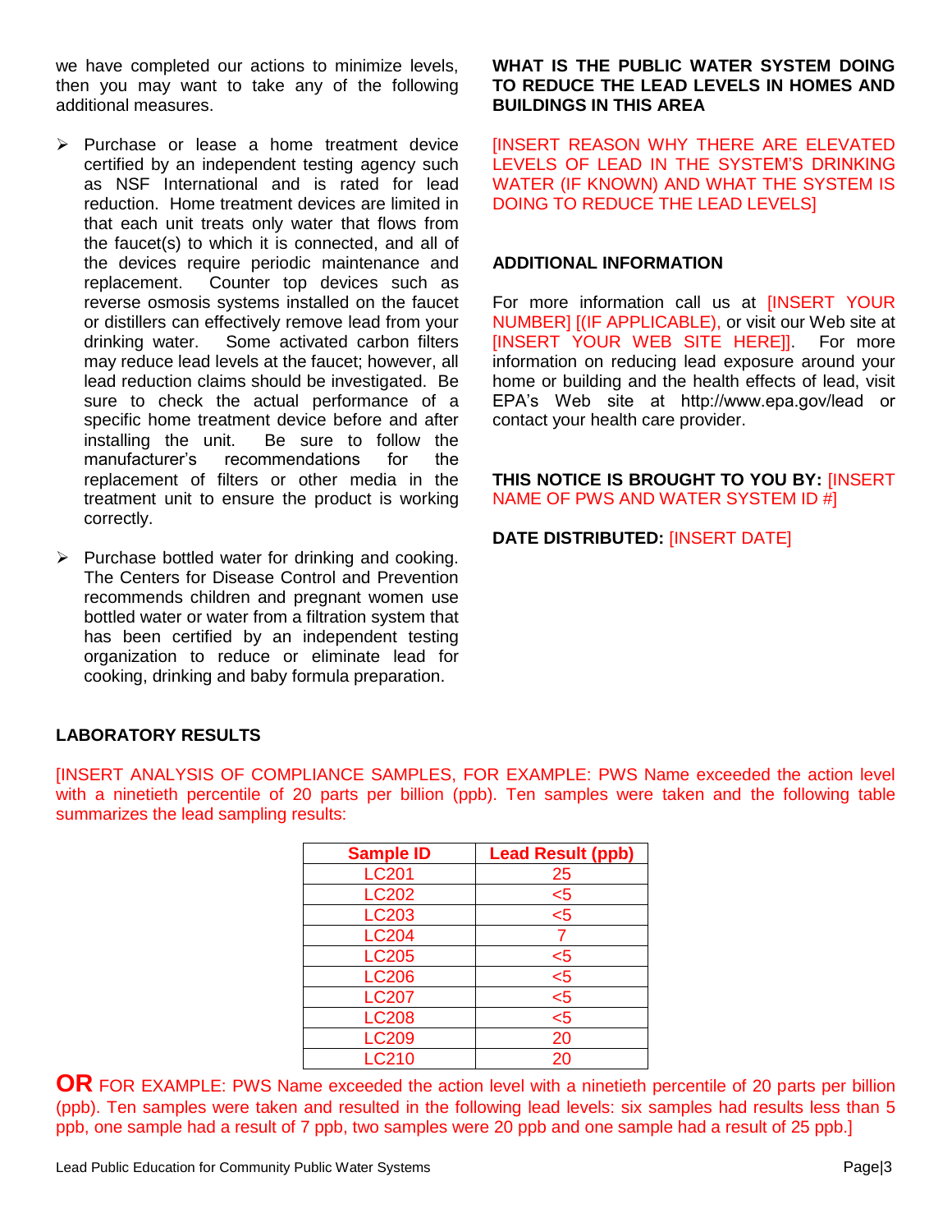we have completed our actions to minimize levels, then you may want to take any of the following additional measures.

- Purchase or lease a home treatment device certified by an independent testing agency such as NSF International and is rated for lead reduction. Home treatment devices are limited in that each unit treats only water that flows from the faucet(s) to which it is connected, and all of the devices require periodic maintenance and replacement. Counter top devices such as reverse osmosis systems installed on the faucet or distillers can effectively remove lead from your drinking water. Some activated carbon filters may reduce lead levels at the faucet; however, all lead reduction claims should be investigated. Be sure to check the actual performance of a specific home treatment device before and after installing the unit. Be sure to follow the manufacturer's recommendations for the replacement of filters or other media in the treatment unit to ensure the product is working correctly.

- Purchase bottled water for drinking and cooking. The Centers for Disease Control and Prevention recommends children and pregnant women use bottled water or water from a filtration system that has been certified by an independent testing organization to reduce or eliminate lead for cooking, drinking and baby formula preparation.

**WHAT IS THE PUBLIC WATER SYSTEM DOING TO REDUCE THE LEAD LEVELS IN HOMES AND BUILDINGS IN THIS AREA**

[INSERT REASON WHY THERE ARE ELEVATED LEVELS OF LEAD IN THE SYSTEM'S DRINKING WATER (IF KNOWN) AND WHAT THE SYSTEM IS DOING TO REDUCE THE LEAD LEVELS]

**ADDITIONAL INFORMATION**

For more information call us at [INSERT YOUR NUMBER] [(IF APPLICABLE), or visit our Web site at [INSERT YOUR WEB SITE HERE]]. For more information on reducing lead exposure around your home or building and the health effects of lead, visit EPA's Web site at http://www.epa.gov/lead or contact your health care provider.

**THIS NOTICE IS BROUGHT TO YOU BY:** [INSERT NAME OF PWS AND WATER SYSTEM ID #]

**DATE DISTRIBUTED:** [INSERT DATE]

**LABORATORY RESULTS**

[INSERT ANALYSIS OF COMPLIANCE SAMPLES, FOR EXAMPLE: PWS Name exceeded the action level with a ninetieth percentile of 20 parts per billion (ppb). Ten samples were taken and the following table summarizes the lead sampling results:

| Sample ID | Lead Result (ppb) |
|---|---|
| LC201 | 25 |
| LC202 | <5 |
| LC203 | <5 |
| LC204 | 7 |
| LC205 | <5 |
| LC206 | <5 |
| LC207 | <5 |
| LC208 | <5 |
| LC209 | 20 |
| LC210 | 20 |

**OR** FOR EXAMPLE: PWS Name exceeded the action level with a ninetieth percentile of 20 parts per billion (ppb). Ten samples were taken and resulted in the following lead levels: six samples had results less than 5 ppb, one sample had a result of 7 ppb, two samples were 20 ppb and one sample had a result of 25 ppb.]